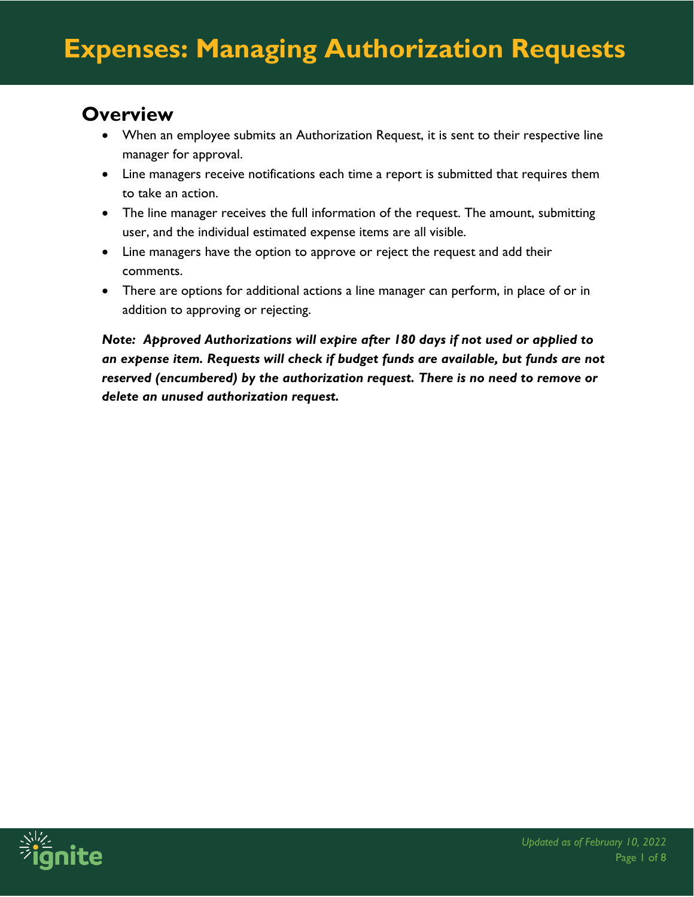# Expenses: Managing Authorization Requests

## Overview

- When an employee submits an Authorization Request, it is sent to their respective line manager for approval.
- Line managers receive notifications each time a report is submitted that requires them to take an action.
- The line manager receives the full information of the request. The amount, submitting user, and the individual estimated expense items are all visible.
- Line managers have the option to approve or reject the request and add their comments.
- There are options for additional actions a line manager can perform, in place of or in addition to approving or rejecting.

***Note: Approved Authorizations will expire after 180 days if not used or applied to an expense item. Requests will check if budget funds are available, but funds are not reserved (encumbered) by the authorization request. There is no need to remove or delete an unused authorization request.***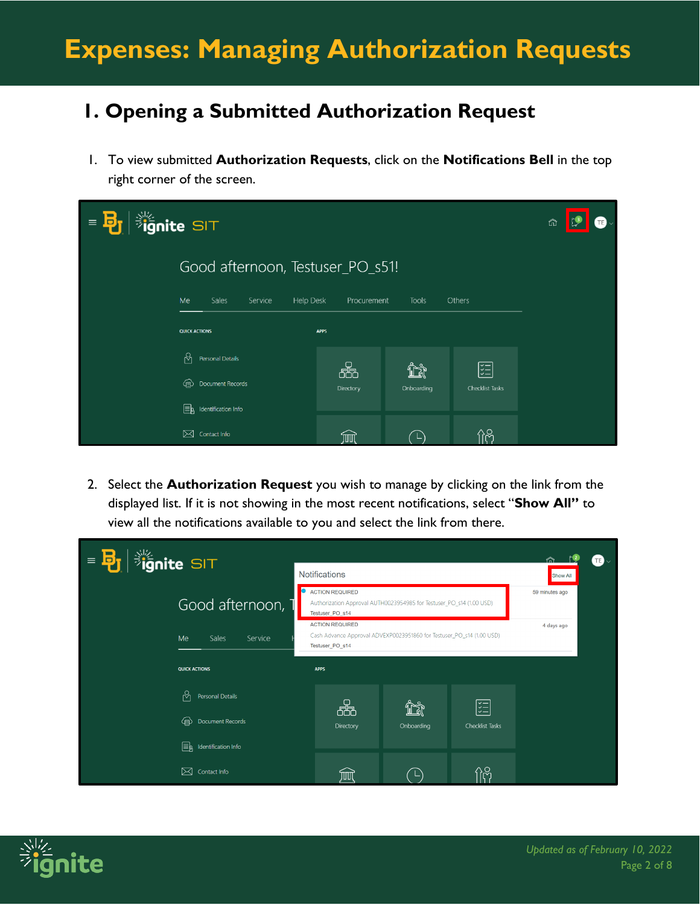# Expenses: Managing Authorization Requests

## 1. Opening a Submitted Authorization Request

1. To view submitted **Authorization Requests**, click on the **Notifications Bell** in the top right corner of the screen.

2. Select the **Authorization Request** you wish to manage by clicking on the link from the displayed list. If it is not showing in the most recent notifications, select "**Show All"** to view all the notifications available to you and select the link from there.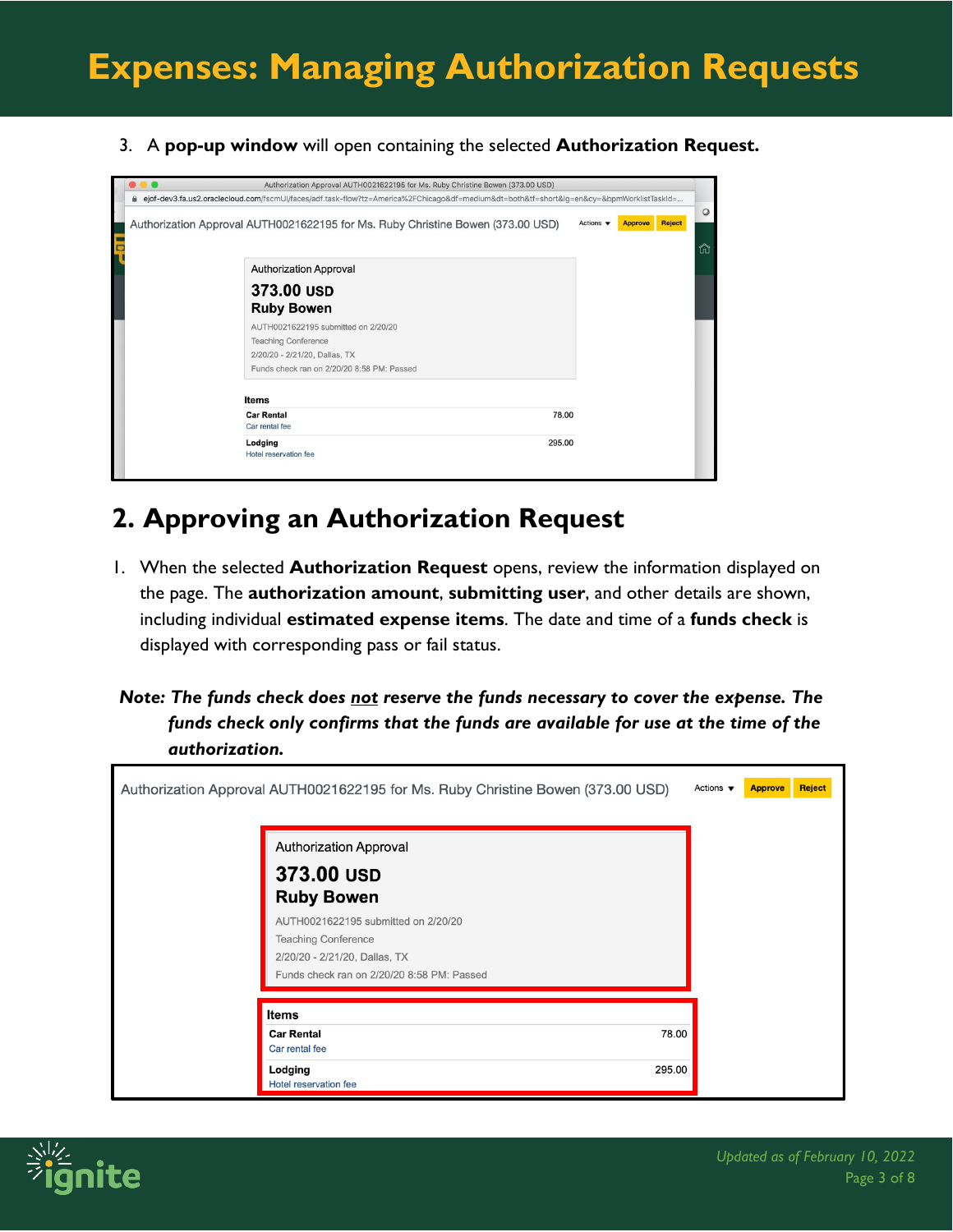3. A **pop-up window** will open containing the selected **Authorization Request.**

## 2. Approving an Authorization Request

1. When the selected **Authorization Request** opens, review the information displayed on the page. The **authorization amount**, **submitting user**, and other details are shown, including individual **estimated expense items**. The date and time of a **funds check** is displayed with corresponding pass or fail status.

***Note: The funds check does <u>not</u> reserve the funds necessary to cover the expense. The funds check only confirms that the funds are available for use at the time of the authorization.***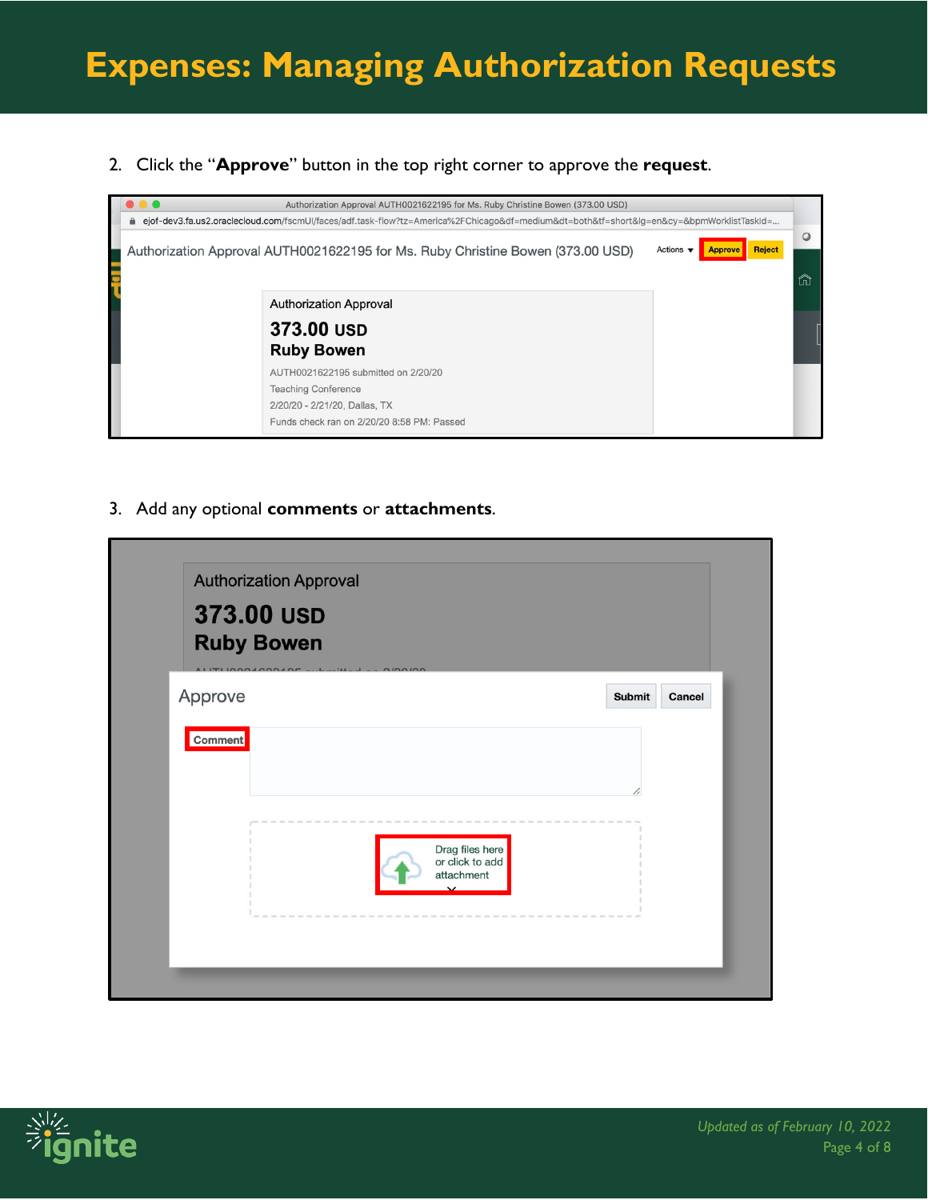# Expenses: Managing Authorization Requests

2. Click the "**Approve**" button in the top right corner to approve the **request**.

3. Add any optional **comments** or **attachments**.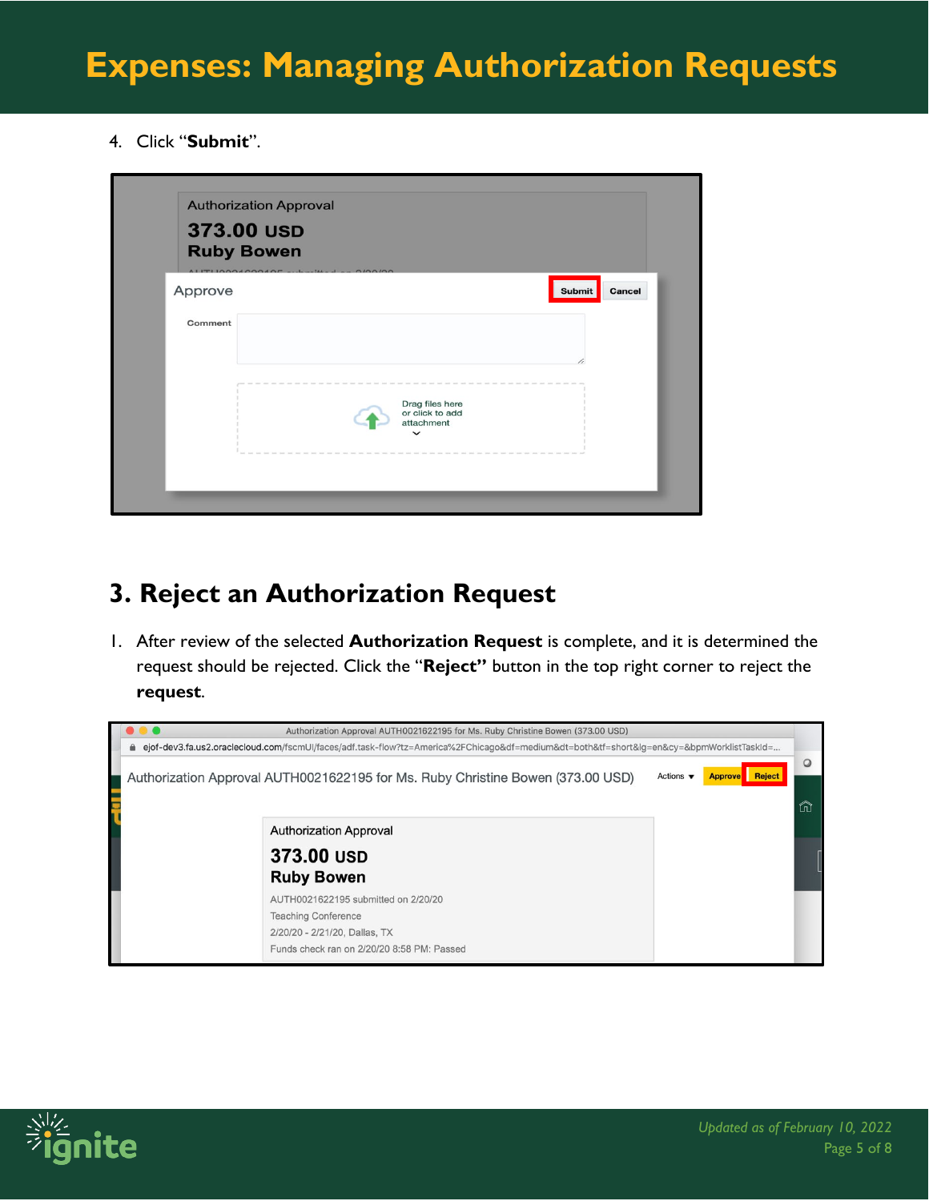4. Click "**Submit**".

## 3. Reject an Authorization Request

1. After review of the selected **Authorization Request** is complete, and it is determined the request should be rejected. Click the "**Reject"** button in the top right corner to reject the **request**.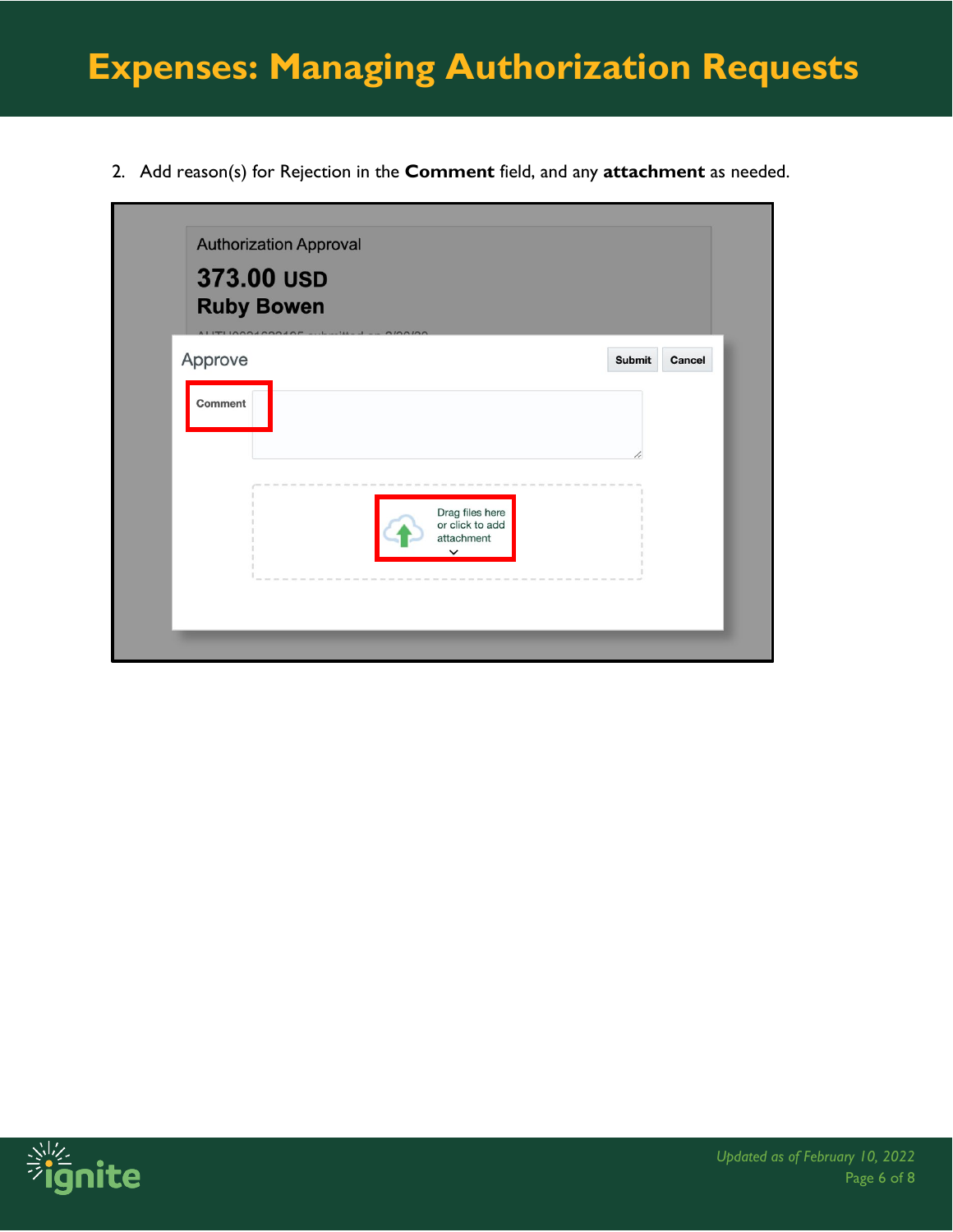2. Add reason(s) for Rejection in the **Comment** field, and any **attachment** as needed.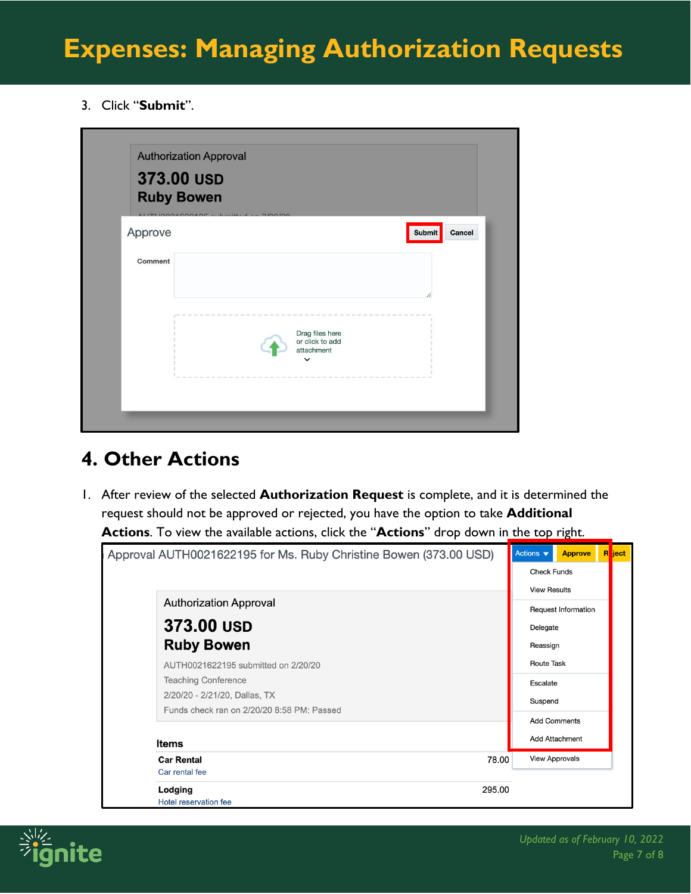3. Click "**Submit**".

## 4. Other Actions

1. After review of the selected **Authorization Request** is complete, and it is determined the request should not be approved or rejected, you have the option to take **Additional Actions**. To view the available actions, click the "**Actions**" drop down in the top right.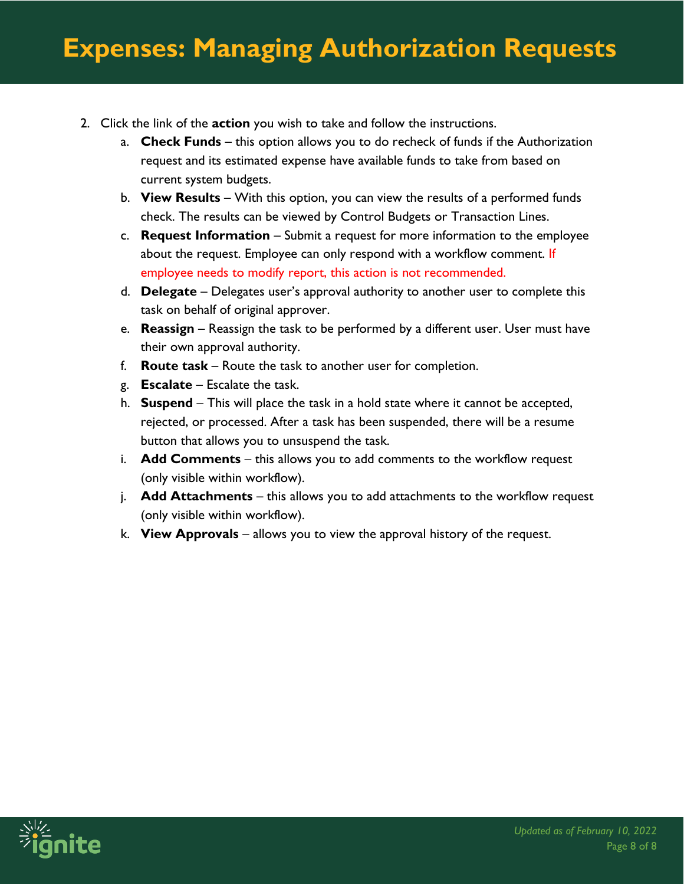# Expenses: Managing Authorization Requests

2. Click the link of the **action** you wish to take and follow the instructions.
   a. **Check Funds** – this option allows you to do recheck of funds if the Authorization request and its estimated expense have available funds to take from based on current system budgets.
   b. **View Results** – With this option, you can view the results of a performed funds check. The results can be viewed by Control Budgets or Transaction Lines.
   c. **Request Information** – Submit a request for more information to the employee about the request. Employee can only respond with a workflow comment. If employee needs to modify report, this action is not recommended.
   d. **Delegate** – Delegates user's approval authority to another user to complete this task on behalf of original approver.
   e. **Reassign** – Reassign the task to be performed by a different user. User must have their own approval authority.
   f. **Route task** – Route the task to another user for completion.
   g. **Escalate** – Escalate the task.
   h. **Suspend** – This will place the task in a hold state where it cannot be accepted, rejected, or processed. After a task has been suspended, there will be a resume button that allows you to unsuspend the task.
   i. **Add Comments** – this allows you to add comments to the workflow request (only visible within workflow).
   j. **Add Attachments** – this allows you to add attachments to the workflow request (only visible within workflow).
   k. **View Approvals** – allows you to view the approval history of the request.